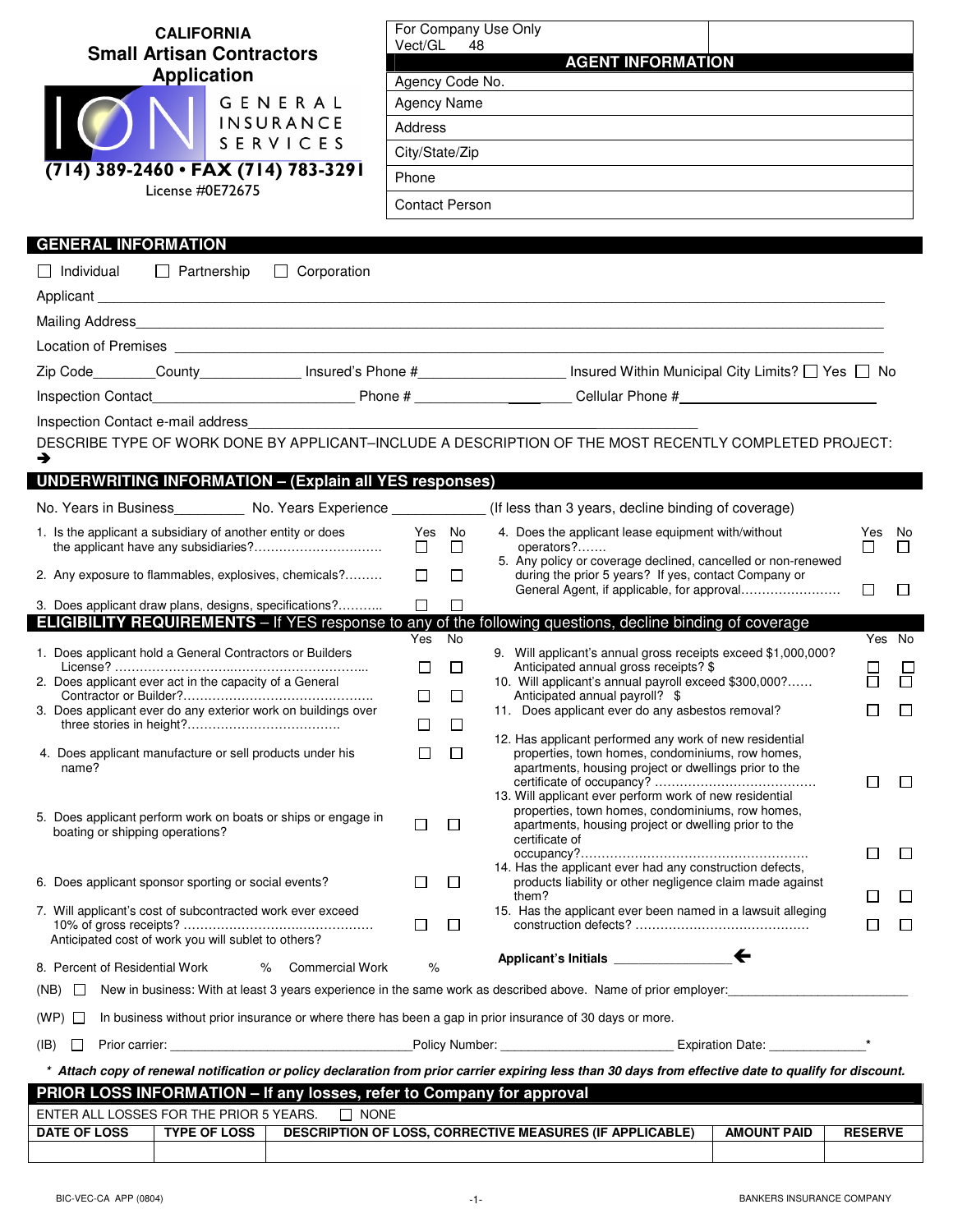# CALIFORNIA
## Small Artisan Contractors Application

ION GENERAL INSURANCE SERVICES

(714) 389-2460 • FAX (714) 783-3291

License #0E72675

| For Company Use Only Vect/GL 48 | |
|---|---|
| **AGENT INFORMATION** | |
| Agency Code No. | |
| Agency Name | |
| Address | |
| City/State/Zip | |
| Phone | |
| Contact Person | |

## GENERAL INFORMATION

☐ Individual ☐ Partnership ☐ Corporation

Applicant ______________________________________________________________________________

Mailing Address__________________________________________________________________________

Location of Premises ______________________________________________________________________

Zip Code________County_____________ Insured's Phone #__________________ Insured Within Municipal City Limits? ☐ Yes ☐ No

Inspection Contact________________________ Phone # ________________ Cellular Phone #____________________

Inspection Contact e-mail address______________________________________________________

DESCRIBE TYPE OF WORK DONE BY APPLICANT–INCLUDE A DESCRIPTION OF THE MOST RECENTLY COMPLETED PROJECT: ➔

## UNDERWRITING INFORMATION – (Explain all YES responses)

No. Years in Business_________ No. Years Experience ____________ (If less than 3 years, decline binding of coverage)

| Question | Yes | No |
|---|---|---|
| 1. Is the applicant a subsidiary of another entity or does the applicant have any subsidiaries?.............................. | ☐ | ☐ |
| 2. Any exposure to flammables, explosives, chemicals?......... | ☐ | ☐ |
| 3. Does applicant draw plans, designs, specifications?.......... | ☐ | ☐ |
| 4. Does the applicant lease equipment with/without operators?....... | ☐ | ☐ |
| 5. Any policy or coverage declined, cancelled or non-renewed during the prior 5 years? If yes, contact Company or General Agent, if applicable, for approval........................ | ☐ | ☐ |

## ELIGIBILITY REQUIREMENTS – If YES response to any of the following questions, decline binding of coverage

| Question | Yes | No |
|---|---|---|
| 1. Does applicant hold a General Contractors or Builders License? ............................................................... | ☐ | ☐ |
| 2. Does applicant ever act in the capacity of a General Contractor or Builder?............................................. | ☐ | ☐ |
| 3. Does applicant ever do any exterior work on buildings over three stories in height?.................................... | ☐ | ☐ |
| 4. Does applicant manufacture or sell products under his name? | ☐ | ☐ |
| 5. Does applicant perform work on boats or ships or engage in boating or shipping operations? | ☐ | ☐ |
| 6. Does applicant sponsor sporting or social events? | ☐ | ☐ |
| 7. Will applicant's cost of subcontracted work ever exceed 10% of gross receipts? ............................................ Anticipated cost of work you will sublet to others? | ☐ | ☐ |
| 8. Percent of Residential Work % Commercial Work % | | |
| 9. Will applicant's annual gross receipts exceed $1,000,000? Anticipated annual gross receipts? $ | ☐ | ☐ |
| 10. Will applicant's annual payroll exceed $300,000?...... Anticipated annual payroll? $ | ☐ | ☐ |
| 11. Does applicant ever do any asbestos removal? | ☐ | ☐ |
| 12. Has applicant performed any work of new residential properties, town homes, condominiums, row homes, apartments, housing project or dwellings prior to the certificate of occupancy? ...................................... | ☐ | ☐ |
| 13. Will applicant ever perform work of new residential properties, town homes, condominiums, row homes, apartments, housing project or dwelling prior to the certificate of occupancy?..................................................... | ☐ | ☐ |
| 14. Has the applicant ever had any construction defects, products liability or other negligence claim made against them? | ☐ | ☐ |
| 15. Has the applicant ever been named in a lawsuit alleging construction defects? ......................................... | ☐ | ☐ |

Applicant's Initials _______________ ➔

(NB) ☐ New in business: With at least 3 years experience in the same work as described above. Name of prior employer:________________________

(WP) ☐ In business without prior insurance or where there has been a gap in prior insurance of 30 days or more.

(IB) ☐ Prior carrier: _________________________________Policy Number: _______________________ Expiration Date: _____________*

*\* Attach copy of renewal notification or policy declaration from prior carrier expiring less than 30 days from effective date to qualify for discount.*

## PRIOR LOSS INFORMATION – If any losses, refer to Company for approval

ENTER ALL LOSSES FOR THE PRIOR 5 YEARS. ☐ NONE

| DATE OF LOSS | TYPE OF LOSS | DESCRIPTION OF LOSS, CORRECTIVE MEASURES (IF APPLICABLE) | AMOUNT PAID | RESERVE |
|---|---|---|---|---|
| | | | | |

BIC-VEC-CA APP (0804) BANKERS INSURANCE COMPANY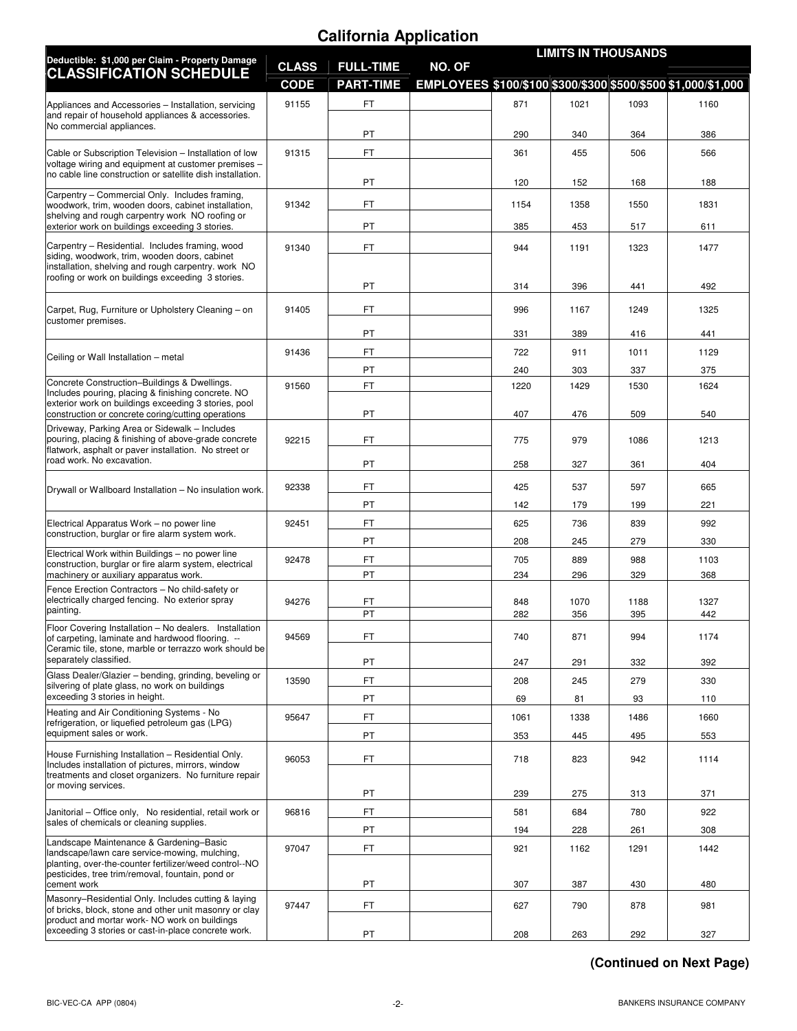# California Application

| Deductible: $1,000 per Claim - Property Damage<br>**CLASSIFICATION SCHEDULE** | CLASS CODE | FULL-TIME PART-TIME | NO. OF EMPLOYEES | LIMITS IN THOUSANDS $100/$100 | $300/$300 | $500/$500 | $1,000/$1,000 |
|---|---|---|---|---|---|---|---|
| Appliances and Accessories – Installation, servicing and repair of household appliances & accessories. No commercial appliances. | 91155 | FT | | 871 | 1021 | 1093 | 1160 |
| | | PT | | 290 | 340 | 364 | 386 |
| Cable or Subscription Television – Installation of low voltage wiring and equipment at customer premises – no cable line construction or satellite dish installation. | 91315 | FT | | 361 | 455 | 506 | 566 |
| | | PT | | 120 | 152 | 168 | 188 |
| Carpentry – Commercial Only. Includes framing, woodwork, trim, wooden doors, cabinet installation, shelving and rough carpentry work NO roofing or exterior work on buildings exceeding 3 stories. | 91342 | FT | | 1154 | 1358 | 1550 | 1831 |
| | | PT | | 385 | 453 | 517 | 611 |
| Carpentry – Residential. Includes framing, wood siding, woodwork, trim, wooden doors, cabinet installation, shelving and rough carpentry. work NO roofing or work on buildings exceeding 3 stories. | 91340 | FT | | 944 | 1191 | 1323 | 1477 |
| | | PT | | 314 | 396 | 441 | 492 |
| Carpet, Rug, Furniture or Upholstery Cleaning – on customer premises. | 91405 | FT | | 996 | 1167 | 1249 | 1325 |
| | | PT | | 331 | 389 | 416 | 441 |
| Ceiling or Wall Installation – metal | 91436 | FT | | 722 | 911 | 1011 | 1129 |
| | | PT | | 240 | 303 | 337 | 375 |
| Concrete Construction–Buildings & Dwellings. Includes pouring, placing & finishing concrete. NO exterior work on buildings exceeding 3 stories, pool construction or concrete coring/cutting operations | 91560 | FT | | 1220 | 1429 | 1530 | 1624 |
| | | PT | | 407 | 476 | 509 | 540 |
| Driveway, Parking Area or Sidewalk – Includes pouring, placing & finishing of above-grade concrete flatwork, asphalt or paver installation. No street or road work. No excavation. | 92215 | FT | | 775 | 979 | 1086 | 1213 |
| | | PT | | 258 | 327 | 361 | 404 |
| Drywall or Wallboard Installation – No insulation work. | 92338 | FT | | 425 | 537 | 597 | 665 |
| | | PT | | 142 | 179 | 199 | 221 |
| Electrical Apparatus Work – no power line construction, burglar or fire alarm system work. | 92451 | FT | | 625 | 736 | 839 | 992 |
| | | PT | | 208 | 245 | 279 | 330 |
| Electrical Work within Buildings – no power line construction, burglar or fire alarm system, electrical machinery or auxiliary apparatus work. | 92478 | FT | | 705 | 889 | 988 | 1103 |
| | | PT | | 234 | 296 | 329 | 368 |
| Fence Erection Contractors – No child-safety or electrically charged fencing. No exterior spray painting. | 94276 | FT | | 848 | 1070 | 1188 | 1327 |
| | | PT | | 282 | 356 | 395 | 442 |
| Floor Covering Installation – No dealers. Installation of carpeting, laminate and hardwood flooring. -- Ceramic tile, stone, marble or terrazzo work should be separately classified. | 94569 | FT | | 740 | 871 | 994 | 1174 |
| | | PT | | 247 | 291 | 332 | 392 |
| Glass Dealer/Glazier – bending, grinding, beveling or silvering of plate glass, no work on buildings exceeding 3 stories in height. | 13590 | FT | | 208 | 245 | 279 | 330 |
| | | PT | | 69 | 81 | 93 | 110 |
| Heating and Air Conditioning Systems - No refrigeration, or liquefied petroleum gas (LPG) equipment sales or work. | 95647 | FT | | 1061 | 1338 | 1486 | 1660 |
| | | PT | | 353 | 445 | 495 | 553 |
| House Furnishing Installation – Residential Only. Includes installation of pictures, mirrors, window treatments and closet organizers. No furniture repair or moving services. | 96053 | FT | | 718 | 823 | 942 | 1114 |
| | | PT | | 239 | 275 | 313 | 371 |
| Janitorial – Office only, No residential, retail work or sales of chemicals or cleaning supplies. | 96816 | FT | | 581 | 684 | 780 | 922 |
| | | PT | | 194 | 228 | 261 | 308 |
| Landscape Maintenance & Gardening–Basic landscape/lawn care service-mowing, mulching, planting, over-the-counter fertilizer/weed control--NO pesticides, tree trim/removal, fountain, pond or cement work | 97047 | FT | | 921 | 1162 | 1291 | 1442 |
| | | PT | | 307 | 387 | 430 | 480 |
| Masonry–Residential Only. Includes cutting & laying of bricks, block, stone and other unit masonry or clay product and mortar work- NO work on buildings exceeding 3 stories or cast-in-place concrete work. | 97447 | FT | | 627 | 790 | 878 | 981 |
| | | PT | | 208 | 263 | 292 | 327 |

**(Continued on Next Page)**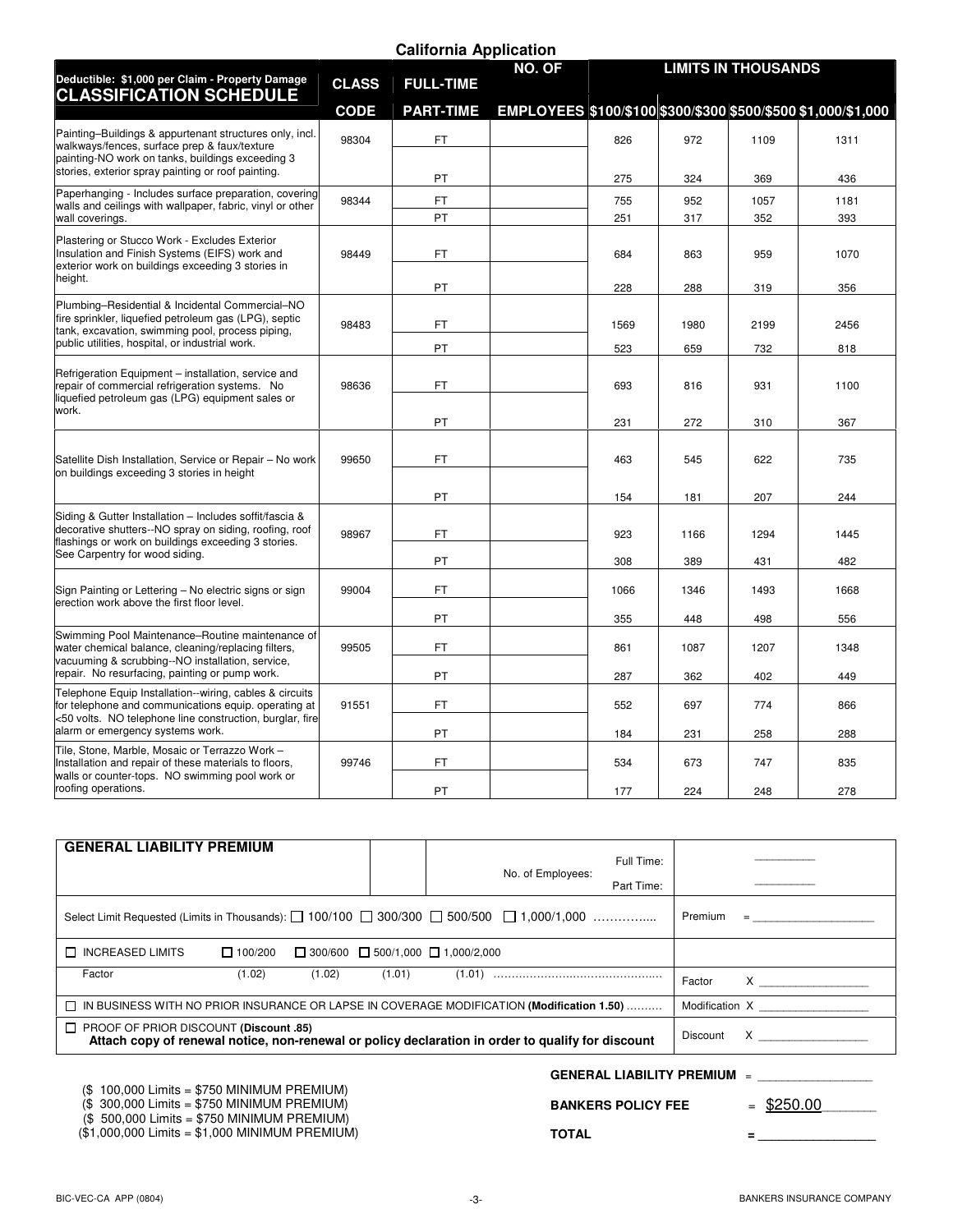## California Application

| Deductible: $1,000 per Claim - Property Damage **CLASSIFICATION SCHEDULE** | CLASS CODE | FULL-TIME PART-TIME | NO. OF EMPLOYEES | LIMITS IN THOUSANDS $100/$100 | $300/$300 | $500/$500 | $1,000/$1,000 |
|---|---|---|---|---|---|---|---|
| Painting–Buildings & appurtenant structures only, incl. walkways/fences, surface prep & faux/texture painting-NO work on tanks, buildings exceeding 3 stories, exterior spray painting or roof painting. | 98304 | FT | | 826 | 972 | 1109 | 1311 |
| | | PT | | 275 | 324 | 369 | 436 |
| Paperhanging - Includes surface preparation, covering walls and ceilings with wallpaper, fabric, vinyl or other wall coverings. | 98344 | FT | | 755 | 952 | 1057 | 1181 |
| | | PT | | 251 | 317 | 352 | 393 |
| Plastering or Stucco Work - Excludes Exterior Insulation and Finish Systems (EIFS) work and exterior work on buildings exceeding 3 stories in height. | 98449 | FT | | 684 | 863 | 959 | 1070 |
| | | PT | | 228 | 288 | 319 | 356 |
| Plumbing–Residential & Incidental Commercial–NO fire sprinkler, liquefied petroleum gas (LPG), septic tank, excavation, swimming pool, process piping, public utilities, hospital, or industrial work. | 98483 | FT | | 1569 | 1980 | 2199 | 2456 |
| | | PT | | 523 | 659 | 732 | 818 |
| Refrigeration Equipment – installation, service and repair of commercial refrigeration systems. No liquefied petroleum gas (LPG) equipment sales or work. | 98636 | FT | | 693 | 816 | 931 | 1100 |
| | | PT | | 231 | 272 | 310 | 367 |
| Satellite Dish Installation, Service or Repair – No work on buildings exceeding 3 stories in height | 99650 | FT | | 463 | 545 | 622 | 735 |
| | | PT | | 154 | 181 | 207 | 244 |
| Siding & Gutter Installation – Includes soffit/fascia & decorative shutters--NO spray on siding, roofing, roof flashings or work on buildings exceeding 3 stories. See Carpentry for wood siding. | 98967 | FT | | 923 | 1166 | 1294 | 1445 |
| | | PT | | 308 | 389 | 431 | 482 |
| Sign Painting or Lettering – No electric signs or sign erection work above the first floor level. | 99004 | FT | | 1066 | 1346 | 1493 | 1668 |
| | | PT | | 355 | 448 | 498 | 556 |
| Swimming Pool Maintenance–Routine maintenance of water chemical balance, cleaning/replacing filters, vacuuming & scrubbing--NO installation, service, repair. No resurfacing, painting or pump work. | 99505 | FT | | 861 | 1087 | 1207 | 1348 |
| | | PT | | 287 | 362 | 402 | 449 |
| Telephone Equip Installation--wiring, cables & circuits for telephone and communications equip. operating at <50 volts. NO telephone line construction, burglar, fire alarm or emergency systems work. | 91551 | FT | | 552 | 697 | 774 | 866 |
| | | PT | | 184 | 231 | 258 | 288 |
| Tile, Stone, Marble, Mosaic or Terrazzo Work – Installation and repair of these materials to floors, walls or counter-tops. NO swimming pool work or roofing operations. | 99746 | FT | | 534 | 673 | 747 | 835 |
| | | PT | | 177 | 224 | 248 | 278 |

| **GENERAL LIABILITY PREMIUM** | | No. of Employees: Full Time: / Part Time: | ________ / ________ |
|---|---|---|---|
| Select Limit Requested (Limits in Thousands): ☐ 100/100 ☐ 300/300 ☐ 500/500 ☐ 1,000/1,000 ………….... | | | Premium = ________________ |
| ☐ INCREASED LIMITS ☐ 100/200 ☐ 300/600 ☐ 500/1,000 ☐ 1,000/2,000 | | | |
| Factor (1.02) (1.02) (1.01) (1.01) ……………………………………… | | | Factor X ________________ |
| ☐ IN BUSINESS WITH NO PRIOR INSURANCE OR LAPSE IN COVERAGE MODIFICATION **(Modification 1.50)** ………. | | | Modification X ________________ |
| ☐ PROOF OF PRIOR DISCOUNT **(Discount .85)** **Attach copy of renewal notice, non-renewal or policy declaration in order to qualify for discount** | | | Discount X ________________ |

($ 100,000 Limits = $750 MINIMUM PREMIUM)
($ 300,000 Limits = $750 MINIMUM PREMIUM)
($ 500,000 Limits = $750 MINIMUM PREMIUM)
($1,000,000 Limits = $1,000 MINIMUM PREMIUM)

**GENERAL LIABILITY PREMIUM** = ________________

**BANKERS POLICY FEE** = $250.00

**TOTAL** = ________________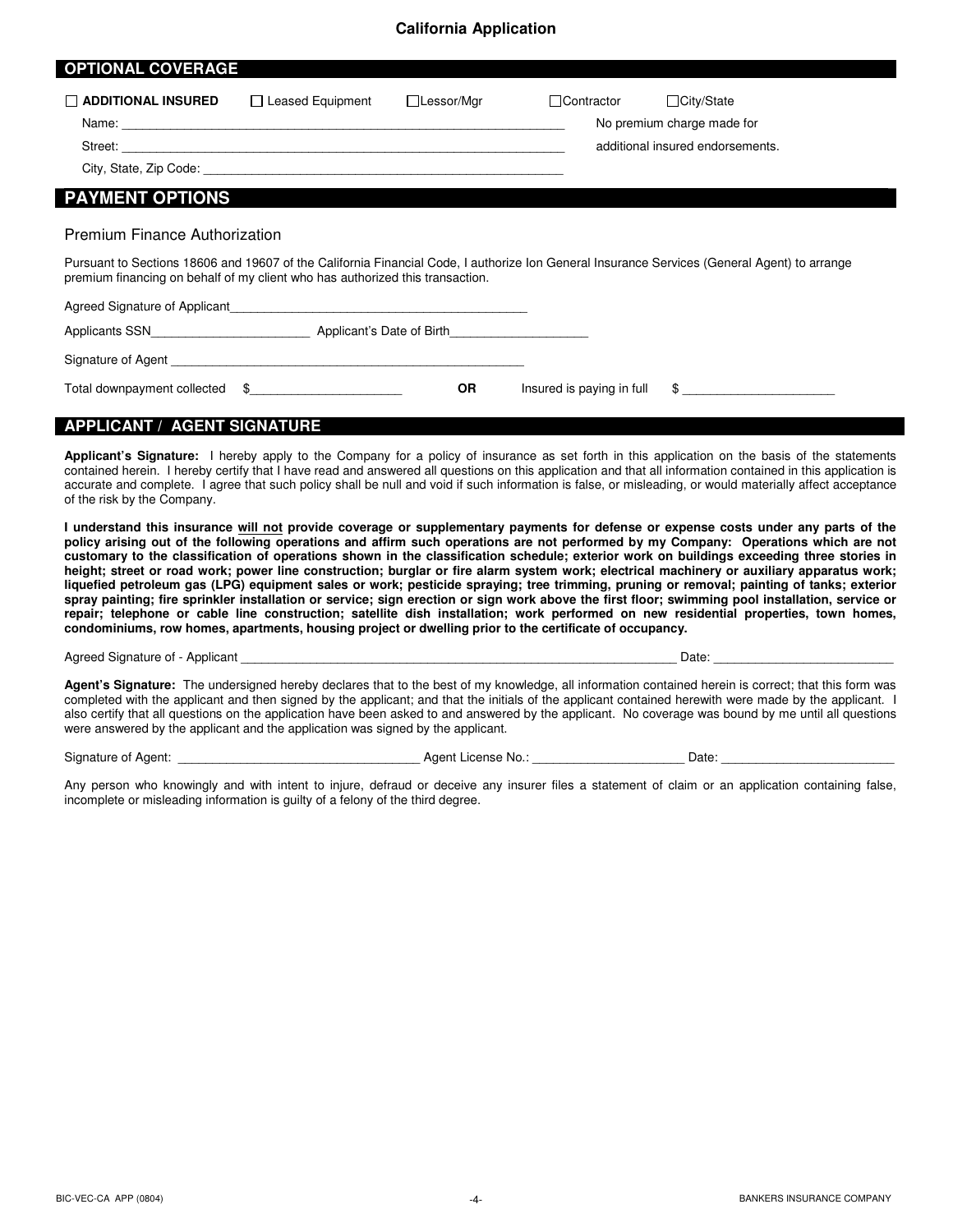# California Application

## OPTIONAL COVERAGE

☐ **ADDITIONAL INSURED** ☐ Leased Equipment ☐ Lessor/Mgr ☐ Contractor ☐ City/State

Name: ____________________________________________________________________

Street: ____________________________________________________________________

City, State, Zip Code: ____________________________________________________

No premium charge made for additional insured endorsements.

## PAYMENT OPTIONS

Premium Finance Authorization

Pursuant to Sections 18606 and 19607 of the California Financial Code, I authorize Ion General Insurance Services (General Agent) to arrange premium financing on behalf of my client who has authorized this transaction.

Agreed Signature of Applicant__________________________________________

Applicants SSN______________________ Applicant's Date of Birth___________________

Signature of Agent __________________________________________________

Total downpayment collected $_____________________ **OR** Insured is paying in full $ _____________________

## APPLICANT / AGENT SIGNATURE

**Applicant's Signature:** I hereby apply to the Company for a policy of insurance as set forth in this application on the basis of the statements contained herein. I hereby certify that I have read and answered all questions on this application and that all information contained in this application is accurate and complete. I agree that such policy shall be null and void if such information is false, or misleading, or would materially affect acceptance of the risk by the Company.

**I understand this insurance <u>will not</u> provide coverage or supplementary payments for defense or expense costs under any parts of the policy arising out of the following operations and affirm such operations are not performed by my Company: Operations which are not customary to the classification of operations shown in the classification schedule; exterior work on buildings exceeding three stories in height; street or road work; power line construction; burglar or fire alarm system work; electrical machinery or auxiliary apparatus work; liquefied petroleum gas (LPG) equipment sales or work; pesticide spraying; tree trimming, pruning or removal; painting of tanks; exterior spray painting; fire sprinkler installation or service; sign erection or sign work above the first floor; swimming pool installation, service or repair; telephone or cable line construction; satellite dish installation; work performed on new residential properties, town homes, condominiums, row homes, apartments, housing project or dwelling prior to the certificate of occupancy.**

Agreed Signature of - Applicant _______________________________________________________ Date: _________________________

**Agent's Signature:** The undersigned hereby declares that to the best of my knowledge, all information contained herein is correct; that this form was completed with the applicant and then signed by the applicant; and that the initials of the applicant contained herewith were made by the applicant. I also certify that all questions on the application have been asked to and answered by the applicant. No coverage was bound by me until all questions were answered by the applicant and the application was signed by the applicant.

Signature of Agent: _________________________________ Agent License No.: _____________________ Date: ________________________

Any person who knowingly and with intent to injure, defraud or deceive any insurer files a statement of claim or an application containing false, incomplete or misleading information is guilty of a felony of the third degree.

BIC-VEC-CA APP (0804) BANKERS INSURANCE COMPANY